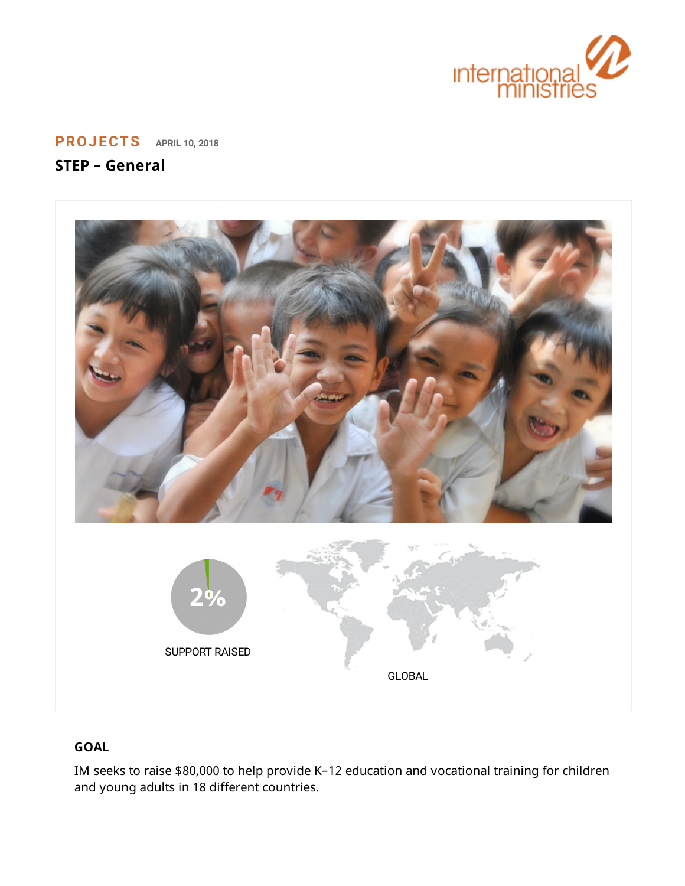international ministries

**PROJECTS** APRIL 10, 2018

## STEP – General

2%

SUPPORT RAISED

GLOBAL

### GOAL

IM seeks to raise $80,000 to help provide K–12 education and vocational training for children and young adults in 18 different countries.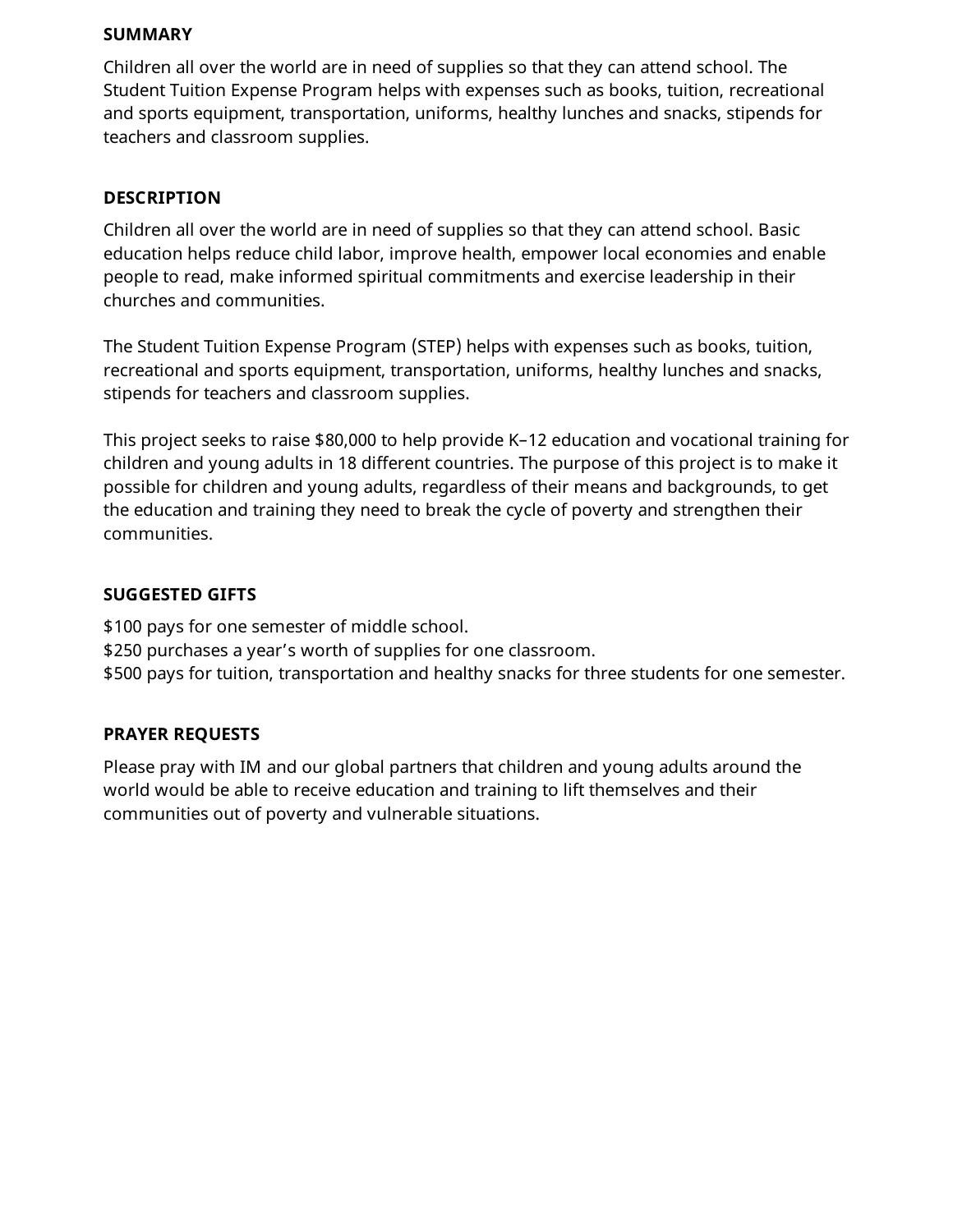**SUMMARY**

Children all over the world are in need of supplies so that they can attend school. The Student Tuition Expense Program helps with expenses such as books, tuition, recreational and sports equipment, transportation, uniforms, healthy lunches and snacks, stipends for teachers and classroom supplies.

**DESCRIPTION**

Children all over the world are in need of supplies so that they can attend school. Basic education helps reduce child labor, improve health, empower local economies and enable people to read, make informed spiritual commitments and exercise leadership in their churches and communities.

The Student Tuition Expense Program (STEP) helps with expenses such as books, tuition, recreational and sports equipment, transportation, uniforms, healthy lunches and snacks, stipends for teachers and classroom supplies.

This project seeks to raise $80,000 to help provide K–12 education and vocational training for children and young adults in 18 different countries. The purpose of this project is to make it possible for children and young adults, regardless of their means and backgrounds, to get the education and training they need to break the cycle of poverty and strengthen their communities.

**SUGGESTED GIFTS**

$100 pays for one semester of middle school.
$250 purchases a year’s worth of supplies for one classroom.
$500 pays for tuition, transportation and healthy snacks for three students for one semester.

**PRAYER REQUESTS**

Please pray with IM and our global partners that children and young adults around the world would be able to receive education and training to lift themselves and their communities out of poverty and vulnerable situations.